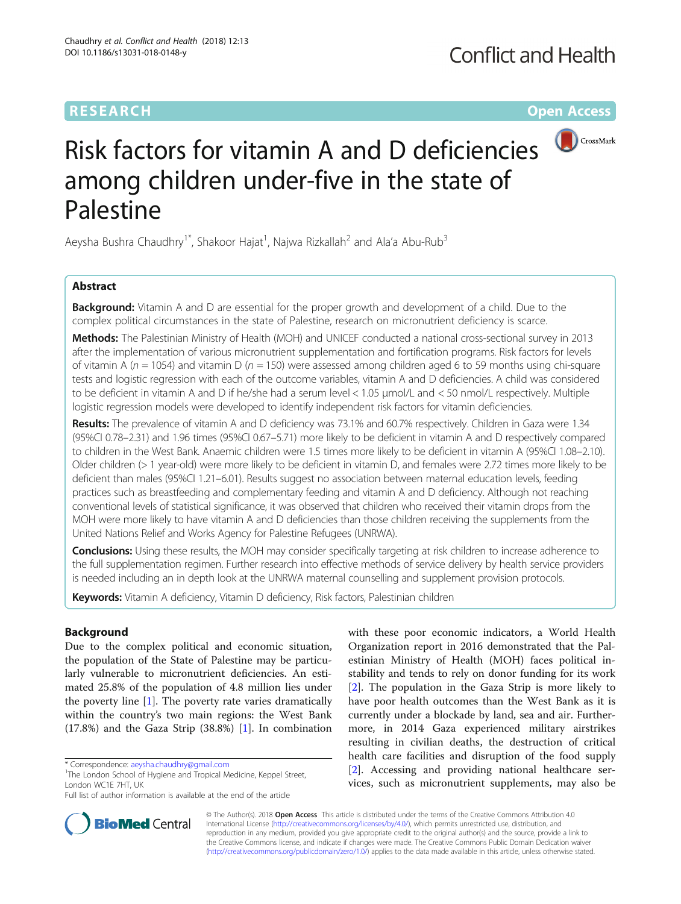RESEARCH

Open Access

# Risk factors for vitamin A and D deficiencies among children under-five in the state of Palestine

Aeysha Bushra Chaudhry[1*], Shakoor Hajat[1], Najwa Rizkallah[2] and Ala'a Abu-Rub[3]

## Abstract

**Background:** Vitamin A and D are essential for the proper growth and development of a child. Due to the complex political circumstances in the state of Palestine, research on micronutrient deficiency is scarce.

**Methods:** The Palestinian Ministry of Health (MOH) and UNICEF conducted a national cross-sectional survey in 2013 after the implementation of various micronutrient supplementation and fortification programs. Risk factors for levels of vitamin A ($n = 1054$) and vitamin D ($n = 150$) were assessed among children aged 6 to 59 months using chi-square tests and logistic regression with each of the outcome variables, vitamin A and D deficiencies. A child was considered to be deficient in vitamin A and D if he/she had a serum level < 1.05 μmol/L and < 50 nmol/L respectively. Multiple logistic regression models were developed to identify independent risk factors for vitamin deficiencies.

**Results:** The prevalence of vitamin A and D deficiency was 73.1% and 60.7% respectively. Children in Gaza were 1.34 (95%CI 0.78–2.31) and 1.96 times (95%CI 0.67–5.71) more likely to be deficient in vitamin A and D respectively compared to children in the West Bank. Anaemic children were 1.5 times more likely to be deficient in vitamin A (95%CI 1.08–2.10). Older children (> 1 year-old) were more likely to be deficient in vitamin D, and females were 2.72 times more likely to be deficient than males (95%CI 1.21–6.01). Results suggest no association between maternal education levels, feeding practices such as breastfeeding and complementary feeding and vitamin A and D deficiency. Although not reaching conventional levels of statistical significance, it was observed that children who received their vitamin drops from the MOH were more likely to have vitamin A and D deficiencies than those children receiving the supplements from the United Nations Relief and Works Agency for Palestine Refugees (UNRWA).

**Conclusions:** Using these results, the MOH may consider specifically targeting at risk children to increase adherence to the full supplementation regimen. Further research into effective methods of service delivery by health service providers is needed including an in depth look at the UNRWA maternal counselling and supplement provision protocols.

**Keywords:** Vitamin A deficiency, Vitamin D deficiency, Risk factors, Palestinian children

## Background

Due to the complex political and economic situation, the population of the State of Palestine may be particularly vulnerable to micronutrient deficiencies. An estimated 25.8% of the population of 4.8 million lies under the poverty line [1]. The poverty rate varies dramatically within the country's two main regions: the West Bank (17.8%) and the Gaza Strip (38.8%) [1]. In combination with these poor economic indicators, a World Health Organization report in 2016 demonstrated that the Palestinian Ministry of Health (MOH) faces political instability and tends to rely on donor funding for its work [2]. The population in the Gaza Strip is more likely to have poor health outcomes than the West Bank as it is currently under a blockade by land, sea and air. Furthermore, in 2014 Gaza experienced military airstrikes resulting in civilian deaths, the destruction of critical health care facilities and disruption of the food supply [2]. Accessing and providing national healthcare services, such as micronutrient supplements, may also be

\* Correspondence: aeysha.chaudhry@gmail.com

[1]The London School of Hygiene and Tropical Medicine, Keppel Street, London WC1E 7HT, UK

Full list of author information is available at the end of the article

© The Author(s). 2018 **Open Access** This article is distributed under the terms of the Creative Commons Attribution 4.0 International License (http://creativecommons.org/licenses/by/4.0/), which permits unrestricted use, distribution, and reproduction in any medium, provided you give appropriate credit to the original author(s) and the source, provide a link to the Creative Commons license, and indicate if changes were made. The Creative Commons Public Domain Dedication waiver (http://creativecommons.org/publicdomain/zero/1.0/) applies to the data made available in this article, unless otherwise stated.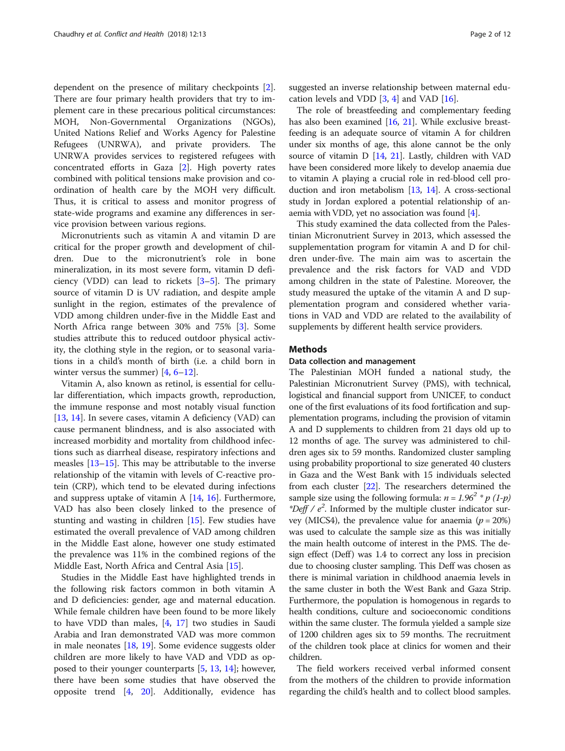dependent on the presence of military checkpoints [2]. There are four primary health providers that try to implement care in these precarious political circumstances: MOH, Non-Governmental Organizations (NGOs), United Nations Relief and Works Agency for Palestine Refugees (UNRWA), and private providers. The UNRWA provides services to registered refugees with concentrated efforts in Gaza [2]. High poverty rates combined with political tensions make provision and co-ordination of health care by the MOH very difficult. Thus, it is critical to assess and monitor progress of state-wide programs and examine any differences in service provision between various regions.

Micronutrients such as vitamin A and vitamin D are critical for the proper growth and development of children. Due to the micronutrient's role in bone mineralization, in its most severe form, vitamin D deficiency (VDD) can lead to rickets [3–5]. The primary source of vitamin D is UV radiation, and despite ample sunlight in the region, estimates of the prevalence of VDD among children under-five in the Middle East and North Africa range between 30% and 75% [3]. Some studies attribute this to reduced outdoor physical activity, the clothing style in the region, or to seasonal variations in a child's month of birth (i.e. a child born in winter versus the summer) [4, 6–12].

Vitamin A, also known as retinol, is essential for cellular differentiation, which impacts growth, reproduction, the immune response and most notably visual function [13, 14]. In severe cases, vitamin A deficiency (VAD) can cause permanent blindness, and is also associated with increased morbidity and mortality from childhood infections such as diarrheal disease, respiratory infections and measles [13–15]. This may be attributable to the inverse relationship of the vitamin with levels of C-reactive protein (CRP), which tend to be elevated during infections and suppress uptake of vitamin A [14, 16]. Furthermore, VAD has also been closely linked to the presence of stunting and wasting in children [15]. Few studies have estimated the overall prevalence of VAD among children in the Middle East alone, however one study estimated the prevalence was 11% in the combined regions of the Middle East, North Africa and Central Asia [15].

Studies in the Middle East have highlighted trends in the following risk factors common in both vitamin A and D deficiencies: gender, age and maternal education. While female children have been found to be more likely to have VDD than males, [4, 17] two studies in Saudi Arabia and Iran demonstrated VAD was more common in male neonates [18, 19]. Some evidence suggests older children are more likely to have VAD and VDD as opposed to their younger counterparts [5, 13, 14]; however, there have been some studies that have observed the opposite trend [4, 20]. Additionally, evidence has suggested an inverse relationship between maternal education levels and VDD [3, 4] and VAD [16].

The role of breastfeeding and complementary feeding has also been examined [16, 21]. While exclusive breastfeeding is an adequate source of vitamin A for children under six months of age, this alone cannot be the only source of vitamin D [14, 21]. Lastly, children with VAD have been considered more likely to develop anaemia due to vitamin A playing a crucial role in red-blood cell production and iron metabolism [13, 14]. A cross-sectional study in Jordan explored a potential relationship of anaemia with VDD, yet no association was found [4].

This study examined the data collected from the Palestinian Micronutrient Survey in 2013, which assessed the supplementation program for vitamin A and D for children under-five. The main aim was to ascertain the prevalence and the risk factors for VAD and VDD among children in the state of Palestine. Moreover, the study measured the uptake of the vitamin A and D supplementation program and considered whether variations in VAD and VDD are related to the availability of supplements by different health service providers.

## Methods

### Data collection and management

The Palestinian MOH funded a national study, the Palestinian Micronutrient Survey (PMS), with technical, logistical and financial support from UNICEF, to conduct one of the first evaluations of its food fortification and supplementation programs, including the provision of vitamin A and D supplements to children from 21 days old up to 12 months of age. The survey was administered to children ages six to 59 months. Randomized cluster sampling using probability proportional to size generated 40 clusters in Gaza and the West Bank with 15 individuals selected from each cluster [22]. The researchers determined the sample size using the following formula: $n = 1.96^2 * p\ (1\text{-}p) * Deff / e^2$. Informed by the multiple cluster indicator survey (MICS4), the prevalence value for anaemia ($p = 20\%$) was used to calculate the sample size as this was initially the main health outcome of interest in the PMS. The design effect (Deff) was 1.4 to correct any loss in precision due to choosing cluster sampling. This Deff was chosen as there is minimal variation in childhood anaemia levels in the same cluster in both the West Bank and Gaza Strip. Furthermore, the population is homogenous in regards to health conditions, culture and socioeconomic conditions within the same cluster. The formula yielded a sample size of 1200 children ages six to 59 months. The recruitment of the children took place at clinics for women and their children.

The field workers received verbal informed consent from the mothers of the children to provide information regarding the child's health and to collect blood samples.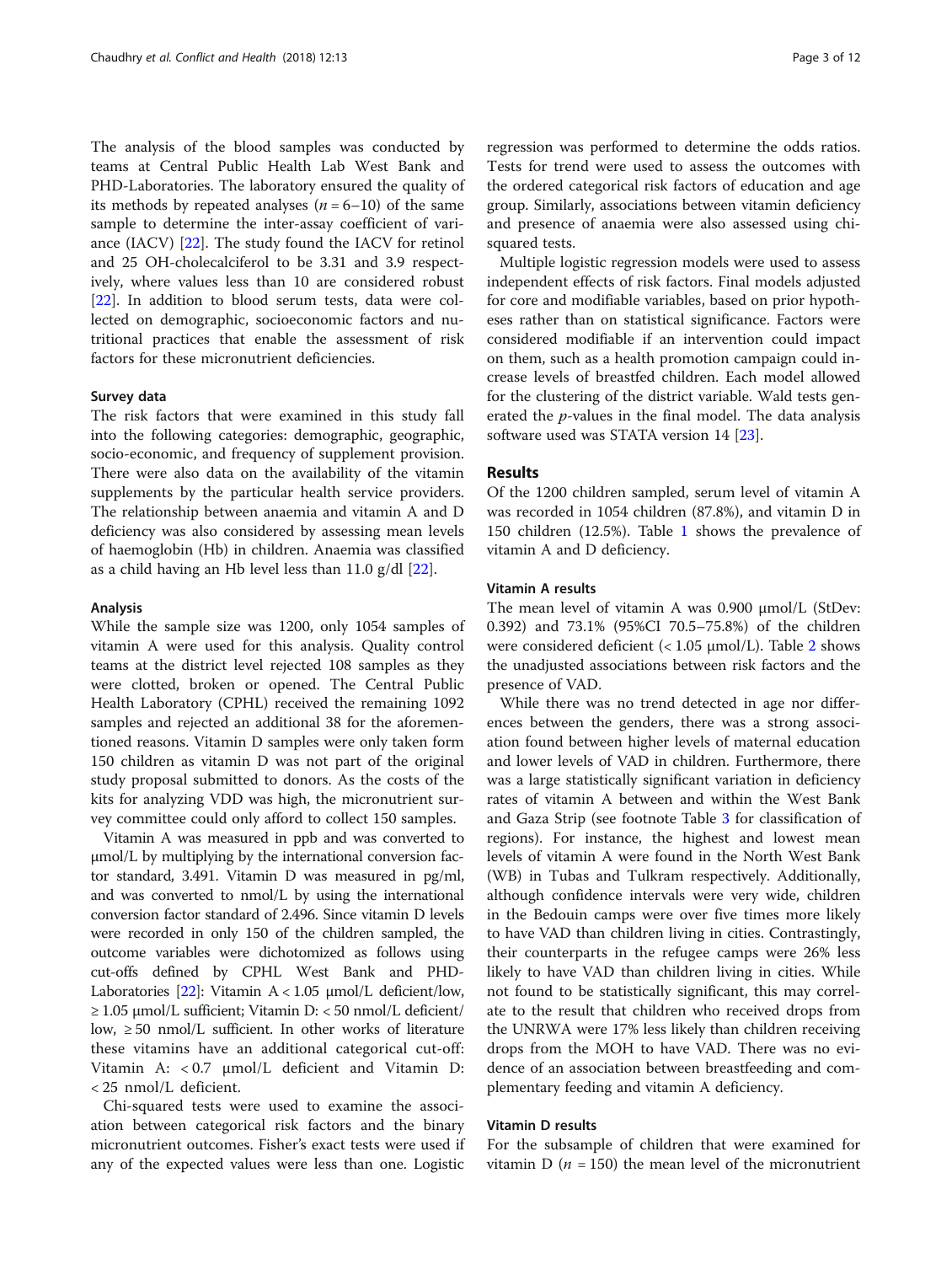The analysis of the blood samples was conducted by teams at Central Public Health Lab West Bank and PHD-Laboratories. The laboratory ensured the quality of its methods by repeated analyses ($n = 6$–$10$) of the same sample to determine the inter-assay coefficient of variance (IACV) [22]. The study found the IACV for retinol and 25 OH-cholecalciferol to be 3.31 and 3.9 respectively, where values less than 10 are considered robust [22]. In addition to blood serum tests, data were collected on demographic, socioeconomic factors and nutritional practices that enable the assessment of risk factors for these micronutrient deficiencies.

### Survey data

The risk factors that were examined in this study fall into the following categories: demographic, geographic, socio-economic, and frequency of supplement provision. There were also data on the availability of the vitamin supplements by the particular health service providers. The relationship between anaemia and vitamin A and D deficiency was also considered by assessing mean levels of haemoglobin (Hb) in children. Anaemia was classified as a child having an Hb level less than 11.0 g/dl [22].

### Analysis

While the sample size was 1200, only 1054 samples of vitamin A were used for this analysis. Quality control teams at the district level rejected 108 samples as they were clotted, broken or opened. The Central Public Health Laboratory (CPHL) received the remaining 1092 samples and rejected an additional 38 for the aforementioned reasons. Vitamin D samples were only taken form 150 children as vitamin D was not part of the original study proposal submitted to donors. As the costs of the kits for analyzing VDD was high, the micronutrient survey committee could only afford to collect 150 samples.

Vitamin A was measured in ppb and was converted to μmol/L by multiplying by the international conversion factor standard, 3.491. Vitamin D was measured in pg/ml, and was converted to nmol/L by using the international conversion factor standard of 2.496. Since vitamin D levels were recorded in only 150 of the children sampled, the outcome variables were dichotomized as follows using cut-offs defined by CPHL West Bank and PHD-Laboratories [22]: Vitamin A < 1.05 μmol/L deficient/low, ≥ 1.05 μmol/L sufficient; Vitamin D: < 50 nmol/L deficient/low, ≥ 50 nmol/L sufficient. In other works of literature these vitamins have an additional categorical cut-off: Vitamin A: < 0.7 μmol/L deficient and Vitamin D: < 25 nmol/L deficient.

Chi-squared tests were used to examine the association between categorical risk factors and the binary micronutrient outcomes. Fisher's exact tests were used if any of the expected values were less than one. Logistic regression was performed to determine the odds ratios. Tests for trend were used to assess the outcomes with the ordered categorical risk factors of education and age group. Similarly, associations between vitamin deficiency and presence of anaemia were also assessed using chi-squared tests.

Multiple logistic regression models were used to assess independent effects of risk factors. Final models adjusted for core and modifiable variables, based on prior hypotheses rather than on statistical significance. Factors were considered modifiable if an intervention could impact on them, such as a health promotion campaign could increase levels of breastfed children. Each model allowed for the clustering of the district variable. Wald tests generated the *p*-values in the final model. The data analysis software used was STATA version 14 [23].

## Results

Of the 1200 children sampled, serum level of vitamin A was recorded in 1054 children (87.8%), and vitamin D in 150 children (12.5%). Table 1 shows the prevalence of vitamin A and D deficiency.

### Vitamin A results

The mean level of vitamin A was 0.900 μmol/L (StDev: 0.392) and 73.1% (95%CI 70.5–75.8%) of the children were considered deficient (< 1.05 μmol/L). Table 2 shows the unadjusted associations between risk factors and the presence of VAD.

While there was no trend detected in age nor differences between the genders, there was a strong association found between higher levels of maternal education and lower levels of VAD in children. Furthermore, there was a large statistically significant variation in deficiency rates of vitamin A between and within the West Bank and Gaza Strip (see footnote Table 3 for classification of regions). For instance, the highest and lowest mean levels of vitamin A were found in the North West Bank (WB) in Tubas and Tulkram respectively. Additionally, although confidence intervals were very wide, children in the Bedouin camps were over five times more likely to have VAD than children living in cities. Contrastingly, their counterparts in the refugee camps were 26% less likely to have VAD than children living in cities. While not found to be statistically significant, this may correlate to the result that children who received drops from the UNRWA were 17% less likely than children receiving drops from the MOH to have VAD. There was no evidence of an association between breastfeeding and complementary feeding and vitamin A deficiency.

### Vitamin D results

For the subsample of children that were examined for vitamin D ($n = 150$) the mean level of the micronutrient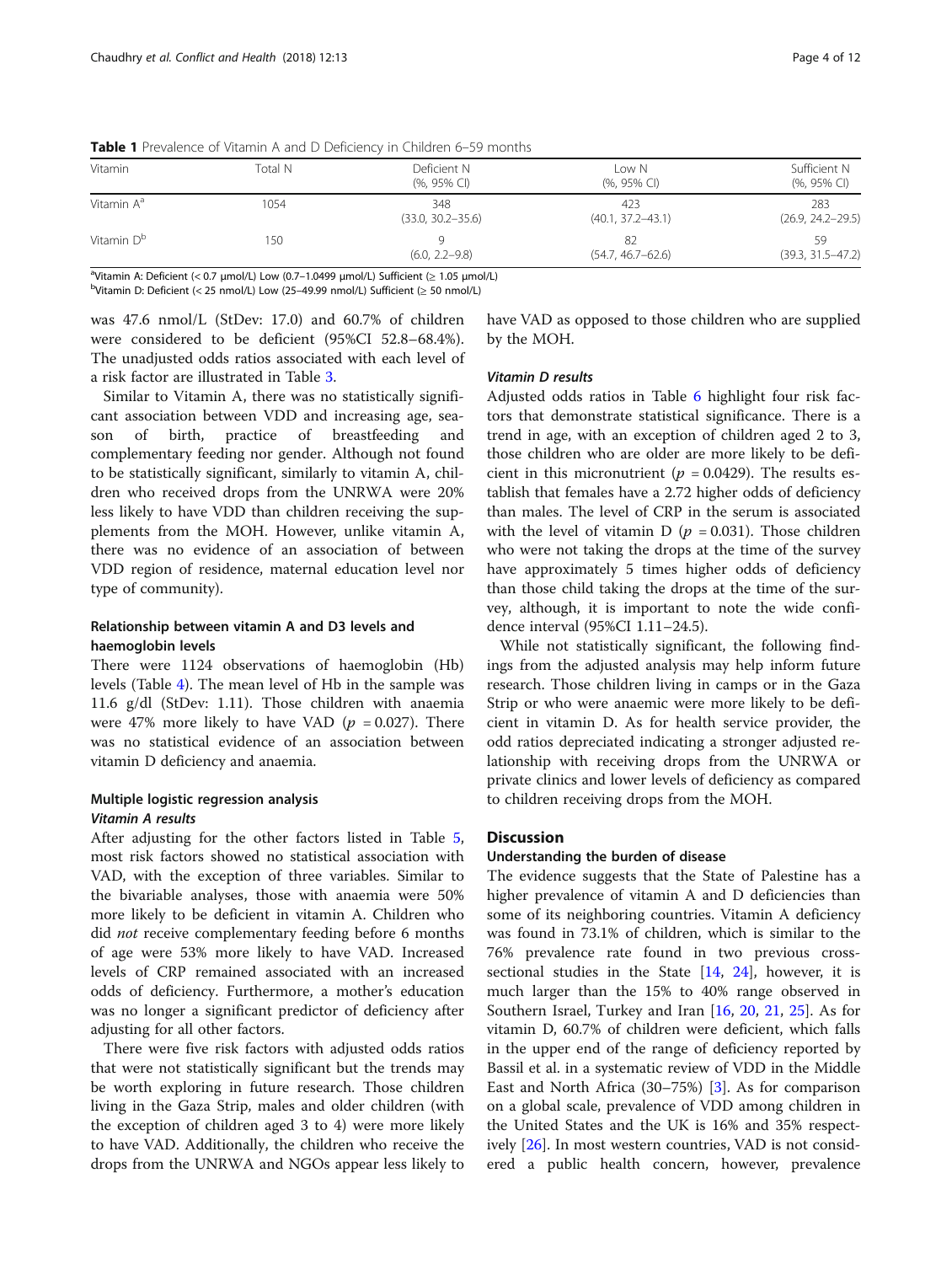**Table 1** Prevalence of Vitamin A and D Deficiency in Children 6–59 months

| Vitamin | Total N | Deficient N (%, 95% CI) | Low N (%, 95% CI) | Sufficient N (%, 95% CI) |
|---|---|---|---|---|
| Vitamin A[a] | 1054 | 348 (33.0, 30.2–35.6) | 423 (40.1, 37.2–43.1) | 283 (26.9, 24.2–29.5) |
| Vitamin D[b] | 150 | 9 (6.0, 2.2–9.8) | 82 (54.7, 46.7–62.6) | 59 (39.3, 31.5–47.2) |

[a]Vitamin A: Deficient (< 0.7 μmol/L) Low (0.7–1.0499 μmol/L) Sufficient (≥ 1.05 μmol/L)
[b]Vitamin D: Deficient (< 25 nmol/L) Low (25–49.99 nmol/L) Sufficient (≥ 50 nmol/L)

was 47.6 nmol/L (StDev: 17.0) and 60.7% of children were considered to be deficient (95%CI 52.8–68.4%). The unadjusted odds ratios associated with each level of a risk factor are illustrated in Table 3.

Similar to Vitamin A, there was no statistically significant association between VDD and increasing age, season of birth, practice of breastfeeding and complementary feeding nor gender. Although not found to be statistically significant, similarly to vitamin A, children who received drops from the UNRWA were 20% less likely to have VDD than children receiving the supplements from the MOH. However, unlike vitamin A, there was no evidence of an association of between VDD region of residence, maternal education level nor type of community).

### Relationship between vitamin A and D3 levels and haemoglobin levels

There were 1124 observations of haemoglobin (Hb) levels (Table 4). The mean level of Hb in the sample was 11.6 g/dl (StDev: 1.11). Those children with anaemia were 47% more likely to have VAD ($p = 0.027$). There was no statistical evidence of an association between vitamin D deficiency and anaemia.

### Multiple logistic regression analysis

#### *Vitamin A results*

After adjusting for the other factors listed in Table 5, most risk factors showed no statistical association with VAD, with the exception of three variables. Similar to the bivariable analyses, those with anaemia were 50% more likely to be deficient in vitamin A. Children who did *not* receive complementary feeding before 6 months of age were 53% more likely to have VAD. Increased levels of CRP remained associated with an increased odds of deficiency. Furthermore, a mother's education was no longer a significant predictor of deficiency after adjusting for all other factors.

There were five risk factors with adjusted odds ratios that were not statistically significant but the trends may be worth exploring in future research. Those children living in the Gaza Strip, males and older children (with the exception of children aged 3 to 4) were more likely to have VAD. Additionally, the children who receive the drops from the UNRWA and NGOs appear less likely to have VAD as opposed to those children who are supplied by the MOH.

#### *Vitamin D results*

Adjusted odds ratios in Table 6 highlight four risk factors that demonstrate statistical significance. There is a trend in age, with an exception of children aged 2 to 3, those children who are older are more likely to be deficient in this micronutrient ($p = 0.0429$). The results establish that females have a 2.72 higher odds of deficiency than males. The level of CRP in the serum is associated with the level of vitamin D ($p = 0.031$). Those children who were not taking the drops at the time of the survey have approximately 5 times higher odds of deficiency than those child taking the drops at the time of the survey, although, it is important to note the wide confidence interval (95%CI 1.11–24.5).

While not statistically significant, the following findings from the adjusted analysis may help inform future research. Those children living in camps or in the Gaza Strip or who were anaemic were more likely to be deficient in vitamin D. As for health service provider, the odd ratios depreciated indicating a stronger adjusted relationship with receiving drops from the UNRWA or private clinics and lower levels of deficiency as compared to children receiving drops from the MOH.

## Discussion

### Understanding the burden of disease

The evidence suggests that the State of Palestine has a higher prevalence of vitamin A and D deficiencies than some of its neighboring countries. Vitamin A deficiency was found in 73.1% of children, which is similar to the 76% prevalence rate found in two previous cross-sectional studies in the State [14, 24], however, it is much larger than the 15% to 40% range observed in Southern Israel, Turkey and Iran [16, 20, 21, 25]. As for vitamin D, 60.7% of children were deficient, which falls in the upper end of the range of deficiency reported by Bassil et al. in a systematic review of VDD in the Middle East and North Africa (30–75%) [3]. As for comparison on a global scale, prevalence of VDD among children in the United States and the UK is 16% and 35% respectively [26]. In most western countries, VAD is not considered a public health concern, however, prevalence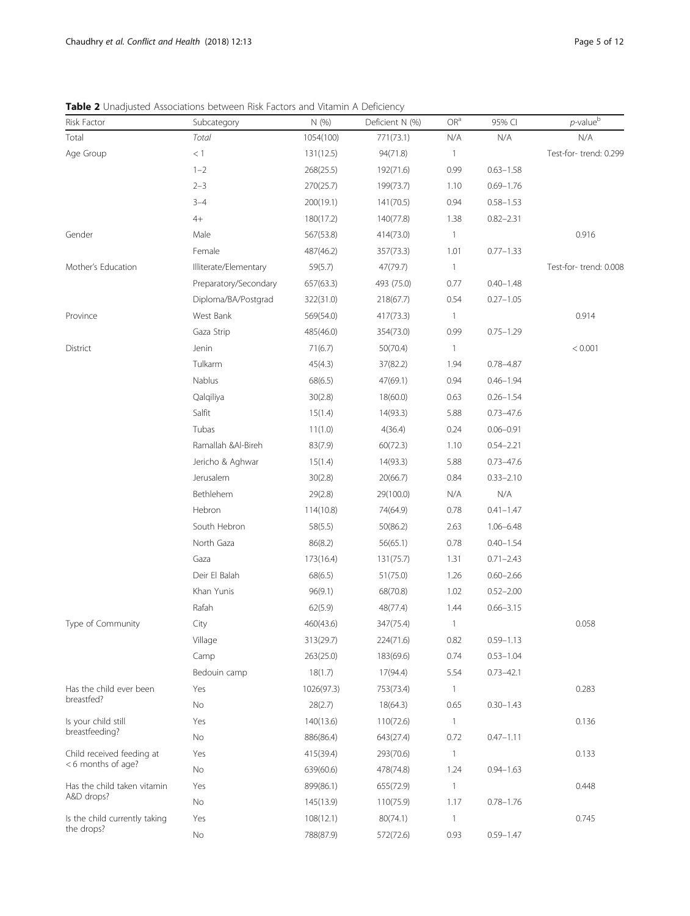**Table 2** Unadjusted Associations between Risk Factors and Vitamin A Deficiency

| Risk Factor | Subcategory | N (%) | Deficient N (%) | OR[a] | 95% CI | p-value[b] |
|---|---|---|---|---|---|---|
| Total | *Total* | 1054(100) | 771(73.1) | N/A | N/A | N/A |
| Age Group | < 1 | 131(12.5) | 94(71.8) | 1 | | Test-for- trend: 0.299 |
| | 1–2 | 268(25.5) | 192(71.6) | 0.99 | 0.63–1.58 | |
| | 2–3 | 270(25.7) | 199(73.7) | 1.10 | 0.69–1.76 | |
| | 3–4 | 200(19.1) | 141(70.5) | 0.94 | 0.58–1.53 | |
| | 4+ | 180(17.2) | 140(77.8) | 1.38 | 0.82–2.31 | |
| Gender | Male | 567(53.8) | 414(73.0) | 1 | | 0.916 |
| | Female | 487(46.2) | 357(73.3) | 1.01 | 0.77–1.33 | |
| Mother's Education | Illiterate/Elementary | 59(5.7) | 47(79.7) | 1 | | Test-for- trend: 0.008 |
| | Preparatory/Secondary | 657(63.3) | 493 (75.0) | 0.77 | 0.40–1.48 | |
| | Diploma/BA/Postgrad | 322(31.0) | 218(67.7) | 0.54 | 0.27–1.05 | |
| Province | West Bank | 569(54.0) | 417(73.3) | 1 | | 0.914 |
| | Gaza Strip | 485(46.0) | 354(73.0) | 0.99 | 0.75–1.29 | |
| District | Jenin | 71(6.7) | 50(70.4) | 1 | | < 0.001 |
| | Tulkarm | 45(4.3) | 37(82.2) | 1.94 | 0.78–4.87 | |
| | Nablus | 68(6.5) | 47(69.1) | 0.94 | 0.46–1.94 | |
| | Qalqiliya | 30(2.8) | 18(60.0) | 0.63 | 0.26–1.54 | |
| | Salfit | 15(1.4) | 14(93.3) | 5.88 | 0.73–47.6 | |
| | Tubas | 11(1.0) | 4(36.4) | 0.24 | 0.06–0.91 | |
| | Ramallah &Al-Bireh | 83(7.9) | 60(72.3) | 1.10 | 0.54–2.21 | |
| | Jericho & Aghwar | 15(1.4) | 14(93.3) | 5.88 | 0.73–47.6 | |
| | Jerusalem | 30(2.8) | 20(66.7) | 0.84 | 0.33–2.10 | |
| | Bethlehem | 29(2.8) | 29(100.0) | N/A | N/A | |
| | Hebron | 114(10.8) | 74(64.9) | 0.78 | 0.41–1.47 | |
| | South Hebron | 58(5.5) | 50(86.2) | 2.63 | 1.06–6.48 | |
| | North Gaza | 86(8.2) | 56(65.1) | 0.78 | 0.40–1.54 | |
| | Gaza | 173(16.4) | 131(75.7) | 1.31 | 0.71–2.43 | |
| | Deir El Balah | 68(6.5) | 51(75.0) | 1.26 | 0.60–2.66 | |
| | Khan Yunis | 96(9.1) | 68(70.8) | 1.02 | 0.52–2.00 | |
| | Rafah | 62(5.9) | 48(77.4) | 1.44 | 0.66–3.15 | |
| Type of Community | City | 460(43.6) | 347(75.4) | 1 | | 0.058 |
| | Village | 313(29.7) | 224(71.6) | 0.82 | 0.59–1.13 | |
| | Camp | 263(25.0) | 183(69.6) | 0.74 | 0.53–1.04 | |
| | Bedouin camp | 18(1.7) | 17(94.4) | 5.54 | 0.73–42.1 | |
| Has the child ever been breastfed? | Yes | 1026(97.3) | 753(73.4) | 1 | | 0.283 |
| | No | 28(2.7) | 18(64.3) | 0.65 | 0.30–1.43 | |
| Is your child still breastfeeding? | Yes | 140(13.6) | 110(72.6) | 1 | | 0.136 |
| | No | 886(86.4) | 643(27.4) | 0.72 | 0.47–1.11 | |
| Child received feeding at < 6 months of age? | Yes | 415(39.4) | 293(70.6) | 1 | | 0.133 |
| | No | 639(60.6) | 478(74.8) | 1.24 | 0.94–1.63 | |
| Has the child taken vitamin A&D drops? | Yes | 899(86.1) | 655(72.9) | 1 | | 0.448 |
| | No | 145(13.9) | 110(75.9) | 1.17 | 0.78–1.76 | |
| Is the child currently taking the drops? | Yes | 108(12.1) | 80(74.1) | 1 | | 0.745 |
| | No | 788(87.9) | 572(72.6) | 0.93 | 0.59–1.47 | |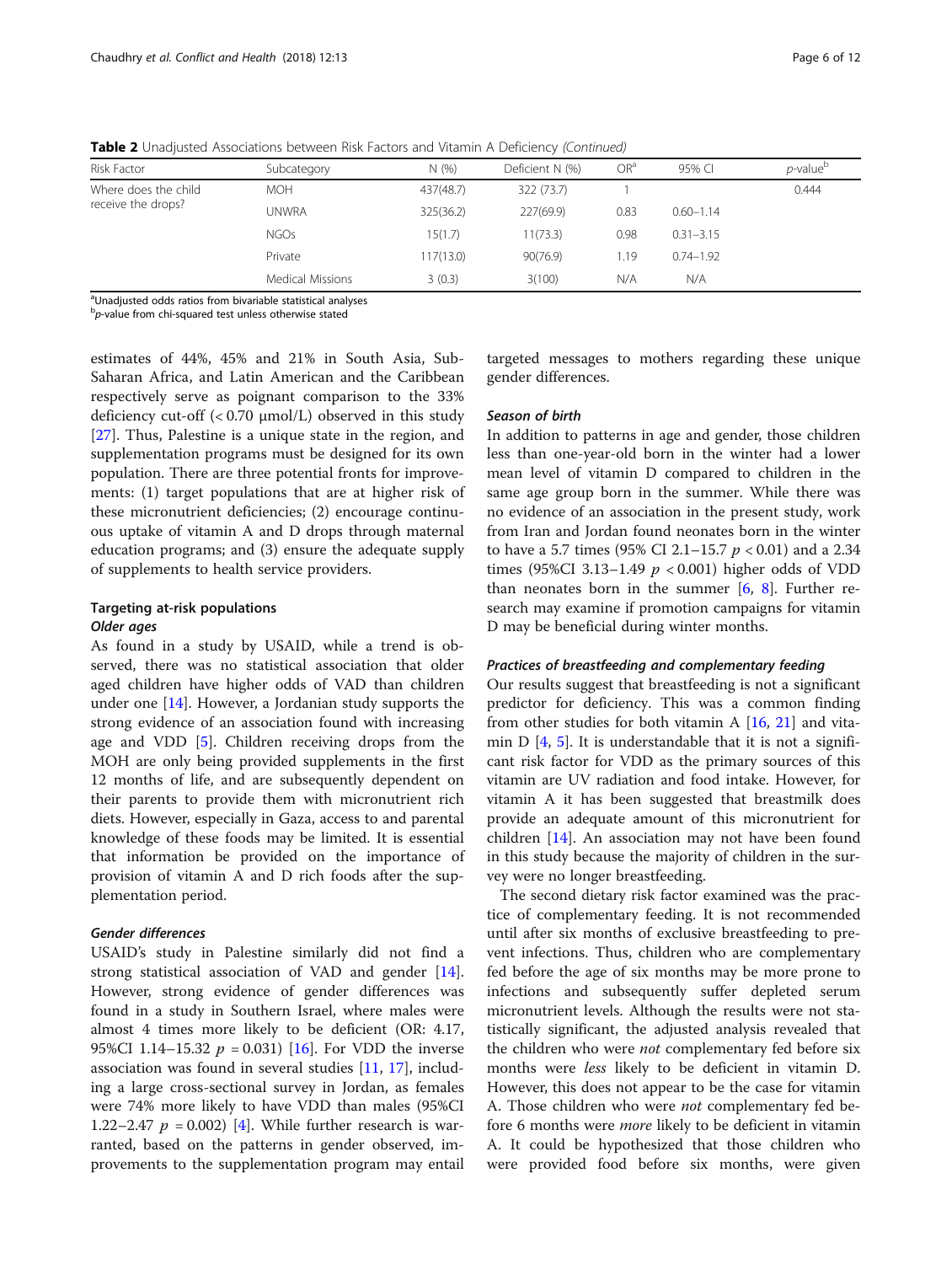**Table 2** Unadjusted Associations between Risk Factors and Vitamin A Deficiency *(Continued)*

| Risk Factor | Subcategory | N (%) | Deficient N (%) | OR[a] | 95% CI | *p*-value[b] |
|---|---|---|---|---|---|---|
| Where does the child receive the drops? | MOH | 437(48.7) | 322 (73.7) | 1 | | 0.444 |
| | UNWRA | 325(36.2) | 227(69.9) | 0.83 | 0.60–1.14 | |
| | NGOs | 15(1.7) | 11(73.3) | 0.98 | 0.31–3.15 | |
| | Private | 117(13.0) | 90(76.9) | 1.19 | 0.74–1.92 | |
| | Medical Missions | 3 (0.3) | 3(100) | N/A | N/A | |

[a]Unadjusted odds ratios from bivariable statistical analyses
[b]*p*-value from chi-squared test unless otherwise stated

estimates of 44%, 45% and 21% in South Asia, Sub-Saharan Africa, and Latin American and the Caribbean respectively serve as poignant comparison to the 33% deficiency cut-off (< 0.70 μmol/L) observed in this study [27]. Thus, Palestine is a unique state in the region, and supplementation programs must be designed for its own population. There are three potential fronts for improvements: (1) target populations that are at higher risk of these micronutrient deficiencies; (2) encourage continuous uptake of vitamin A and D drops through maternal education programs; and (3) ensure the adequate supply of supplements to health service providers.

### Targeting at-risk populations

#### *Older ages*

As found in a study by USAID, while a trend is observed, there was no statistical association that older aged children have higher odds of VAD than children under one [14]. However, a Jordanian study supports the strong evidence of an association found with increasing age and VDD [5]. Children receiving drops from the MOH are only being provided supplements in the first 12 months of life, and are subsequently dependent on their parents to provide them with micronutrient rich diets. However, especially in Gaza, access to and parental knowledge of these foods may be limited. It is essential that information be provided on the importance of provision of vitamin A and D rich foods after the supplementation period.

#### *Gender differences*

USAID's study in Palestine similarly did not find a strong statistical association of VAD and gender [14]. However, strong evidence of gender differences was found in a study in Southern Israel, where males were almost 4 times more likely to be deficient (OR: 4.17, 95%CI 1.14–15.32 $p = 0.031$) [16]. For VDD the inverse association was found in several studies [11, 17], including a large cross-sectional survey in Jordan, as females were 74% more likely to have VDD than males (95%CI 1.22–2.47 $p = 0.002$) [4]. While further research is warranted, based on the patterns in gender observed, improvements to the supplementation program may entail targeted messages to mothers regarding these unique gender differences.

#### *Season of birth*

In addition to patterns in age and gender, those children less than one-year-old born in the winter had a lower mean level of vitamin D compared to children in the same age group born in the summer. While there was no evidence of an association in the present study, work from Iran and Jordan found neonates born in the winter to have a 5.7 times (95% CI 2.1–15.7 $p < 0.01$) and a 2.34 times (95%CI 3.13–1.49 $p < 0.001$) higher odds of VDD than neonates born in the summer [6, 8]. Further research may examine if promotion campaigns for vitamin D may be beneficial during winter months.

#### *Practices of breastfeeding and complementary feeding*

Our results suggest that breastfeeding is not a significant predictor for deficiency. This was a common finding from other studies for both vitamin A [16, 21] and vitamin D [4, 5]. It is understandable that it is not a significant risk factor for VDD as the primary sources of this vitamin are UV radiation and food intake. However, for vitamin A it has been suggested that breastmilk does provide an adequate amount of this micronutrient for children [14]. An association may not have been found in this study because the majority of children in the survey were no longer breastfeeding.

The second dietary risk factor examined was the practice of complementary feeding. It is not recommended until after six months of exclusive breastfeeding to prevent infections. Thus, children who are complementary fed before the age of six months may be more prone to infections and subsequently suffer depleted serum micronutrient levels. Although the results were not statistically significant, the adjusted analysis revealed that the children who were *not* complementary fed before six months were *less* likely to be deficient in vitamin D. However, this does not appear to be the case for vitamin A. Those children who were *not* complementary fed before 6 months were *more* likely to be deficient in vitamin A. It could be hypothesized that those children who were provided food before six months, were given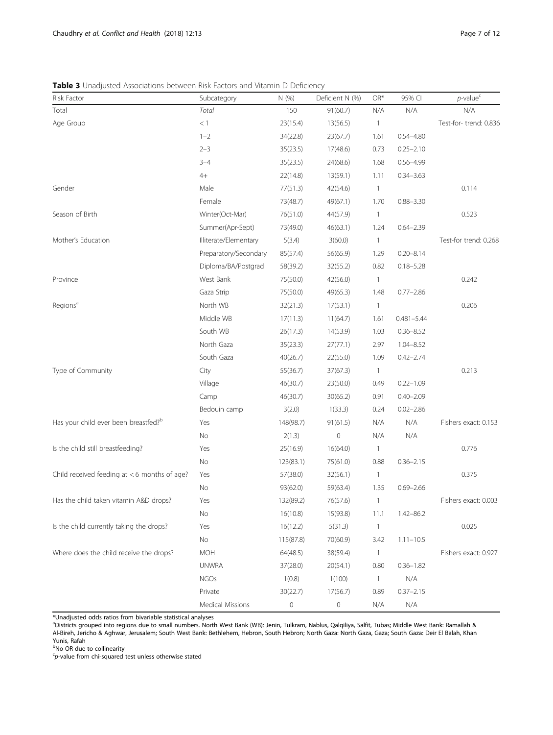**Table 3** Unadjusted Associations between Risk Factors and Vitamin D Deficiency

| Risk Factor | Subcategory | N (%) | Deficient N (%) | OR* | 95% CI | p-value[c] |
|---|---|---|---|---|---|---|
| Total | Total | 150 | 91(60.7) | N/A | N/A | N/A |
| Age Group | < 1 | 23(15.4) | 13(56.5) | 1 | | Test-for- trend: 0.836 |
| | 1–2 | 34(22.8) | 23(67.7) | 1.61 | 0.54–4.80 | |
| | 2–3 | 35(23.5) | 17(48.6) | 0.73 | 0.25–2.10 | |
| | 3–4 | 35(23.5) | 24(68.6) | 1.68 | 0.56–4.99 | |
| | 4+ | 22(14.8) | 13(59.1) | 1.11 | 0.34–3.63 | |
| Gender | Male | 77(51.3) | 42(54.6) | 1 | | 0.114 |
| | Female | 73(48.7) | 49(67.1) | 1.70 | 0.88–3.30 | |
| Season of Birth | Winter(Oct-Mar) | 76(51.0) | 44(57.9) | 1 | | 0.523 |
| | Summer(Apr-Sept) | 73(49.0) | 46(63.1) | 1.24 | 0.64–2.39 | |
| Mother's Education | Illiterate/Elementary | 5(3.4) | 3(60.0) | 1 | | Test-for trend: 0.268 |
| | Preparatory/Secondary | 85(57.4) | 56(65.9) | 1.29 | 0.20–8.14 | |
| | Diploma/BA/Postgrad | 58(39.2) | 32(55.2) | 0.82 | 0.18–5.28 | |
| Province | West Bank | 75(50.0) | 42(56.0) | 1 | | 0.242 |
| | Gaza Strip | 75(50.0) | 49(65.3) | 1.48 | 0.77–2.86 | |
| Regions[a] | North WB | 32(21.3) | 17(53.1) | 1 | | 0.206 |
| | Middle WB | 17(11.3) | 11(64.7) | 1.61 | 0.481–5.44 | |
| | South WB | 26(17.3) | 14(53.9) | 1.03 | 0.36–8.52 | |
| | North Gaza | 35(23.3) | 27(77.1) | 2.97 | 1.04–8.52 | |
| | South Gaza | 40(26.7) | 22(55.0) | 1.09 | 0.42–2.74 | |
| Type of Community | City | 55(36.7) | 37(67.3) | 1 | | 0.213 |
| | Village | 46(30.7) | 23(50.0) | 0.49 | 0.22–1.09 | |
| | Camp | 46(30.7) | 30(65.2) | 0.91 | 0.40–2.09 | |
| | Bedouin camp | 3(2.0) | 1(33.3) | 0.24 | 0.02–2.86 | |
| Has your child ever been breastfed?[b] | Yes | 148(98.7) | 91(61.5) | N/A | N/A | Fishers exact: 0.153 |
| | No | 2(1.3) | 0 | N/A | N/A | |
| Is the child still breastfeeding? | Yes | 25(16.9) | 16(64.0) | 1 | | 0.776 |
| | No | 123(83.1) | 75(61.0) | 0.88 | 0.36–2.15 | |
| Child received feeding at < 6 months of age? | Yes | 57(38.0) | 32(56.1) | 1 | | 0.375 |
| | No | 93(62.0) | 59(63.4) | 1.35 | 0.69–2.66 | |
| Has the child taken vitamin A&D drops? | Yes | 132(89.2) | 76(57.6) | 1 | | Fishers exact: 0.003 |
| | No | 16(10.8) | 15(93.8) | 11.1 | 1.42–86.2 | |
| Is the child currently taking the drops? | Yes | 16(12.2) | 5(31.3) | 1 | | 0.025 |
| | No | 115(87.8) | 70(60.9) | 3.42 | 1.11–10.5 | |
| Where does the child receive the drops? | MOH | 64(48.5) | 38(59.4) | 1 | | Fishers exact: 0.927 |
| | UNWRA | 37(28.0) | 20(54.1) | 0.80 | 0.36–1.82 | |
| | NGOs | 1(0.8) | 1(100) | 1 | N/A | |
| | Private | 30(22.7) | 17(56.7) | 0.89 | 0.37–2.15 | |
| | Medical Missions | 0 | 0 | N/A | N/A | |

*Unadjusted odds ratios from bivariable statistical analyses

[a]Districts grouped into regions due to small numbers. North West Bank (WB): Jenin, Tulkram, Nablus, Qalqiliya, Salfit, Tubas; Middle West Bank: Ramallah & Al-Bireh, Jericho & Aghwar, Jerusalem; South West Bank: Bethlehem, Hebron, South Hebron; North Gaza: North Gaza, Gaza; South Gaza: Deir El Balah, Khan Yunis, Rafah

[b]No OR due to collinearity

[c]p-value from chi-squared test unless otherwise stated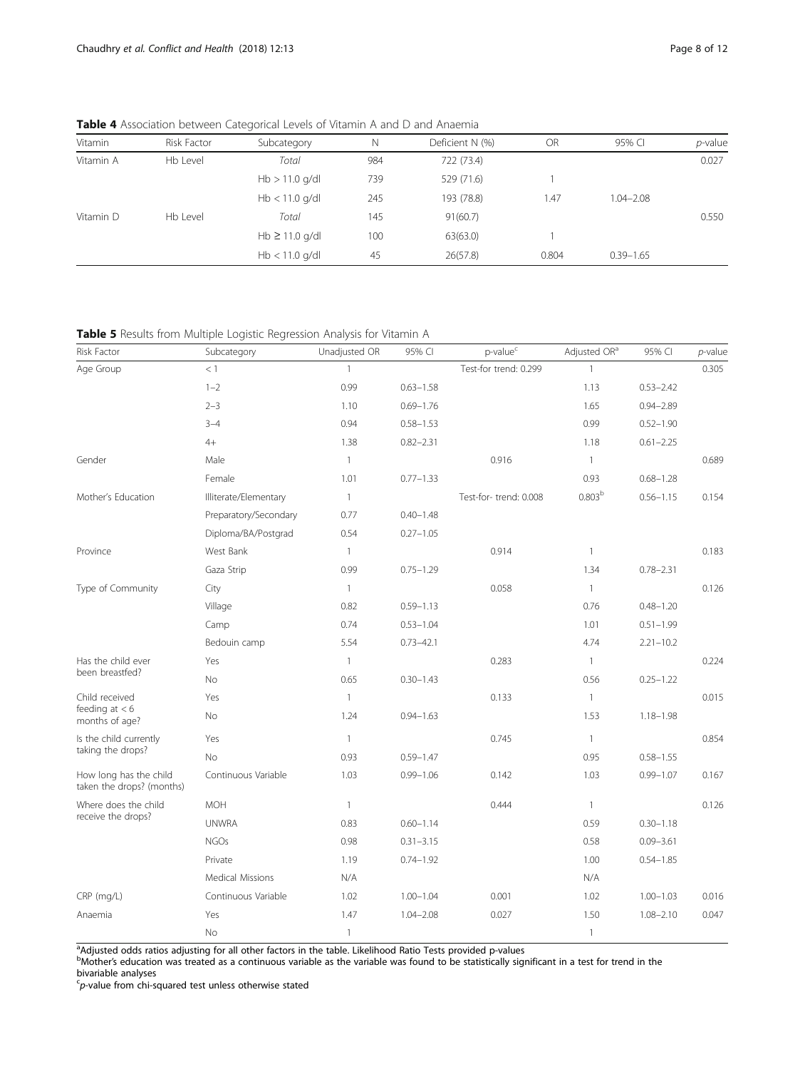**Table 4** Association between Categorical Levels of Vitamin A and D and Anaemia

| Vitamin | Risk Factor | Subcategory | N | Deficient N (%) | OR | 95% CI | *p*-value |
|---|---|---|---|---|---|---|---|
| Vitamin A | Hb Level | *Total* | 984 | 722 (73.4) | | | 0.027 |
| | | Hb > 11.0 g/dl | 739 | 529 (71.6) | 1 | | |
| | | Hb < 11.0 g/dl | 245 | 193 (78.8) | 1.47 | 1.04–2.08 | |
| Vitamin D | Hb Level | *Total* | 145 | 91(60.7) | | | 0.550 |
| | | Hb ≥ 11.0 g/dl | 100 | 63(63.0) | 1 | | |
| | | Hb < 11.0 g/dl | 45 | 26(57.8) | 0.804 | 0.39–1.65 | |

**Table 5** Results from Multiple Logistic Regression Analysis for Vitamin A

| Risk Factor | Subcategory | Unadjusted OR | 95% CI | p-value[c] | Adjusted OR[a] | 95% CI | *p*-value |
|---|---|---|---|---|---|---|---|
| Age Group | < 1 | 1 | | Test-for trend: 0.299 | 1 | | 0.305 |
| | 1–2 | 0.99 | 0.63–1.58 | | 1.13 | 0.53–2.42 | |
| | 2–3 | 1.10 | 0.69–1.76 | | 1.65 | 0.94–2.89 | |
| | 3–4 | 0.94 | 0.58–1.53 | | 0.99 | 0.52–1.90 | |
| | 4+ | 1.38 | 0.82–2.31 | | 1.18 | 0.61–2.25 | |
| Gender | Male | 1 | | 0.916 | 1 | | 0.689 |
| | Female | 1.01 | 0.77–1.33 | | 0.93 | 0.68–1.28 | |
| Mother's Education | Illiterate/Elementary | 1 | | Test-for- trend: 0.008 | 0.803[b] | 0.56–1.15 | 0.154 |
| | Preparatory/Secondary | 0.77 | 0.40–1.48 | | | | |
| | Diploma/BA/Postgrad | 0.54 | 0.27–1.05 | | | | |
| Province | West Bank | 1 | | 0.914 | 1 | | 0.183 |
| | Gaza Strip | 0.99 | 0.75–1.29 | | 1.34 | 0.78–2.31 | |
| Type of Community | City | 1 | | 0.058 | 1 | | 0.126 |
| | Village | 0.82 | 0.59–1.13 | | 0.76 | 0.48–1.20 | |
| | Camp | 0.74 | 0.53–1.04 | | 1.01 | 0.51–1.99 | |
| | Bedouin camp | 5.54 | 0.73–42.1 | | 4.74 | 2.21–10.2 | |
| Has the child ever been breastfed? | Yes | 1 | | 0.283 | 1 | | 0.224 |
| | No | 0.65 | 0.30–1.43 | | 0.56 | 0.25–1.22 | |
| Child received feeding at < 6 months of age? | Yes | 1 | | 0.133 | 1 | | 0.015 |
| | No | 1.24 | 0.94–1.63 | | 1.53 | 1.18–1.98 | |
| Is the child currently taking the drops? | Yes | 1 | | 0.745 | 1 | | 0.854 |
| | No | 0.93 | 0.59–1.47 | | 0.95 | 0.58–1.55 | |
| How long has the child taken the drops? (months) | Continuous Variable | 1.03 | 0.99–1.06 | 0.142 | 1.03 | 0.99–1.07 | 0.167 |
| Where does the child receive the drops? | MOH | 1 | | 0.444 | 1 | | 0.126 |
| | UNWRA | 0.83 | 0.60–1.14 | | 0.59 | 0.30–1.18 | |
| | NGOs | 0.98 | 0.31–3.15 | | 0.58 | 0.09–3.61 | |
| | Private | 1.19 | 0.74–1.92 | | 1.00 | 0.54–1.85 | |
| | Medical Missions | N/A | | | N/A | | |
| CRP (mg/L) | Continuous Variable | 1.02 | 1.00–1.04 | 0.001 | 1.02 | 1.00–1.03 | 0.016 |
| Anaemia | Yes | 1.47 | 1.04–2.08 | 0.027 | 1.50 | 1.08–2.10 | 0.047 |
| | No | 1 | | | 1 | | |

[a]Adjusted odds ratios adjusting for all other factors in the table. Likelihood Ratio Tests provided p-values
[b]Mother's education was treated as a continuous variable as the variable was found to be statistically significant in a test for trend in the bivariable analyses
[c]*p*-value from chi-squared test unless otherwise stated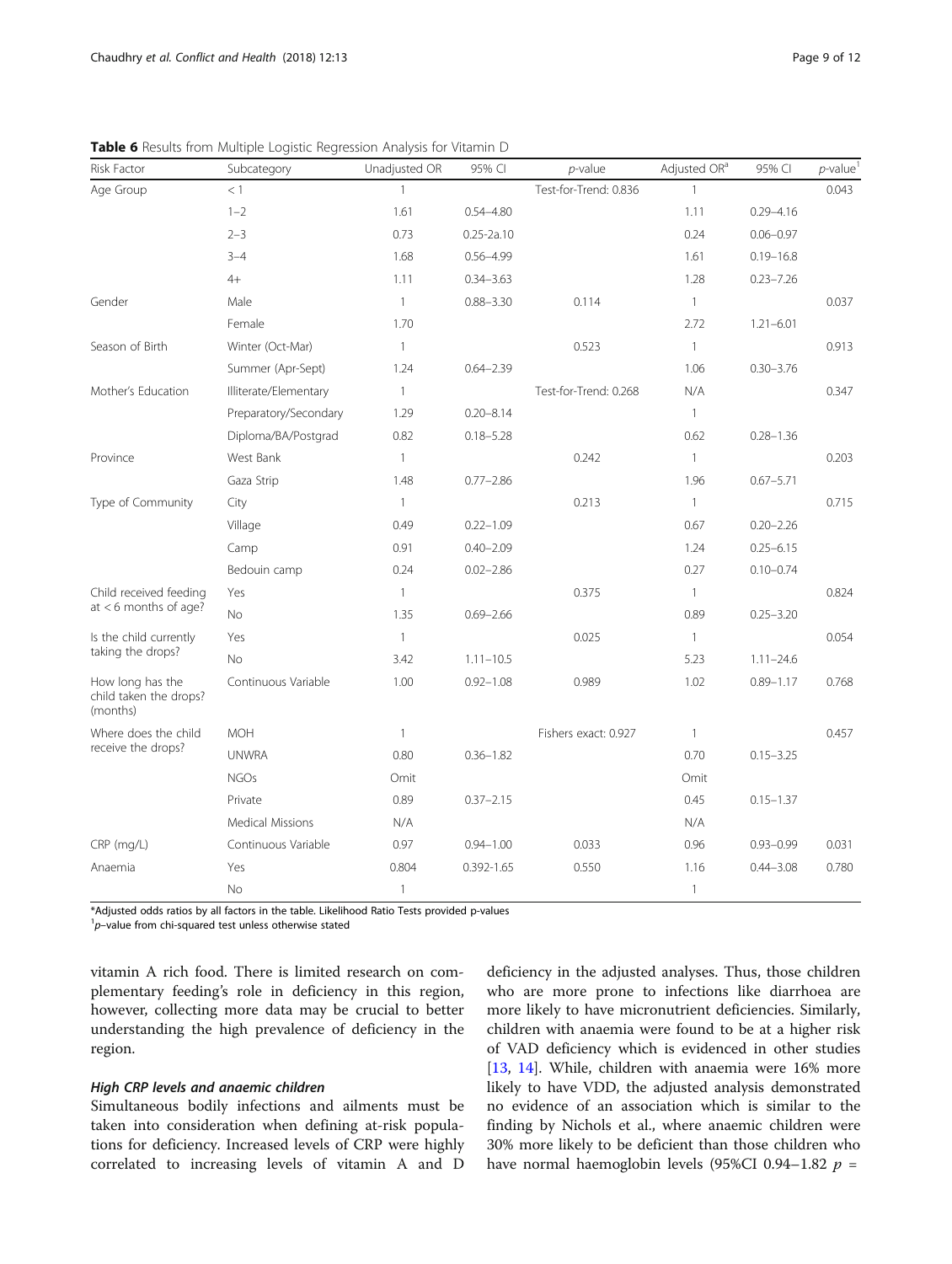**Table 6** Results from Multiple Logistic Regression Analysis for Vitamin D

| Risk Factor | Subcategory | Unadjusted OR | 95% CI | *p*-value | Adjusted OR[a] | 95% CI | *p*-value[1] |
|---|---|---|---|---|---|---|---|
| Age Group | < 1 | 1 | | Test-for-Trend: 0.836 | 1 | | 0.043 |
| | 1–2 | 1.61 | 0.54–4.80 | | 1.11 | 0.29–4.16 | |
| | 2–3 | 0.73 | 0.25-2a.10 | | 0.24 | 0.06–0.97 | |
| | 3–4 | 1.68 | 0.56–4.99 | | 1.61 | 0.19–16.8 | |
| | 4+ | 1.11 | 0.34–3.63 | | 1.28 | 0.23–7.26 | |
| Gender | Male | 1 | 0.88–3.30 | 0.114 | 1 | | 0.037 |
| | Female | 1.70 | | | 2.72 | 1.21–6.01 | |
| Season of Birth | Winter (Oct-Mar) | 1 | | 0.523 | 1 | | 0.913 |
| | Summer (Apr-Sept) | 1.24 | 0.64–2.39 | | 1.06 | 0.30–3.76 | |
| Mother's Education | Illiterate/Elementary | 1 | | Test-for-Trend: 0.268 | N/A | | 0.347 |
| | Preparatory/Secondary | 1.29 | 0.20–8.14 | | 1 | | |
| | Diploma/BA/Postgrad | 0.82 | 0.18–5.28 | | 0.62 | 0.28–1.36 | |
| Province | West Bank | 1 | | 0.242 | 1 | | 0.203 |
| | Gaza Strip | 1.48 | 0.77–2.86 | | 1.96 | 0.67–5.71 | |
| Type of Community | City | 1 | | 0.213 | 1 | | 0.715 |
| | Village | 0.49 | 0.22–1.09 | | 0.67 | 0.20–2.26 | |
| | Camp | 0.91 | 0.40–2.09 | | 1.24 | 0.25–6.15 | |
| | Bedouin camp | 0.24 | 0.02–2.86 | | 0.27 | 0.10–0.74 | |
| Child received feeding at < 6 months of age? | Yes | 1 | | 0.375 | 1 | | 0.824 |
| | No | 1.35 | 0.69–2.66 | | 0.89 | 0.25–3.20 | |
| Is the child currently taking the drops? | Yes | 1 | | 0.025 | 1 | | 0.054 |
| | No | 3.42 | 1.11–10.5 | | 5.23 | 1.11–24.6 | |
| How long has the child taken the drops? (months) | Continuous Variable | 1.00 | 0.92–1.08 | 0.989 | 1.02 | 0.89–1.17 | 0.768 |
| Where does the child receive the drops? | MOH | 1 | | Fishers exact: 0.927 | 1 | | 0.457 |
| | UNWRA | 0.80 | 0.36–1.82 | | 0.70 | 0.15–3.25 | |
| | NGOs | Omit | | | Omit | | |
| | Private | 0.89 | 0.37–2.15 | | 0.45 | 0.15–1.37 | |
| | Medical Missions | N/A | | | N/A | | |
| CRP (mg/L) | Continuous Variable | 0.97 | 0.94–1.00 | 0.033 | 0.96 | 0.93–0.99 | 0.031 |
| Anaemia | Yes | 0.804 | 0.392-1.65 | 0.550 | 1.16 | 0.44–3.08 | 0.780 |
| | No | 1 | | | 1 | | |

*Adjusted odds ratios by all factors in the table. Likelihood Ratio Tests provided p-values

[1]*p*–value from chi-squared test unless otherwise stated

vitamin A rich food. There is limited research on complementary feeding's role in deficiency in this region, however, collecting more data may be crucial to better understanding the high prevalence of deficiency in the region.

#### *High CRP levels and anaemic children*

Simultaneous bodily infections and ailments must be taken into consideration when defining at-risk populations for deficiency. Increased levels of CRP were highly correlated to increasing levels of vitamin A and D deficiency in the adjusted analyses. Thus, those children who are more prone to infections like diarrhoea are more likely to have micronutrient deficiencies. Similarly, children with anaemia were found to be at a higher risk of VAD deficiency which is evidenced in other studies [13, 14]. While, children with anaemia were 16% more likely to have VDD, the adjusted analysis demonstrated no evidence of an association which is similar to the finding by Nichols et al., where anaemic children were 30% more likely to be deficient than those children who have normal haemoglobin levels (95%CI 0.94–1.82 $p$ =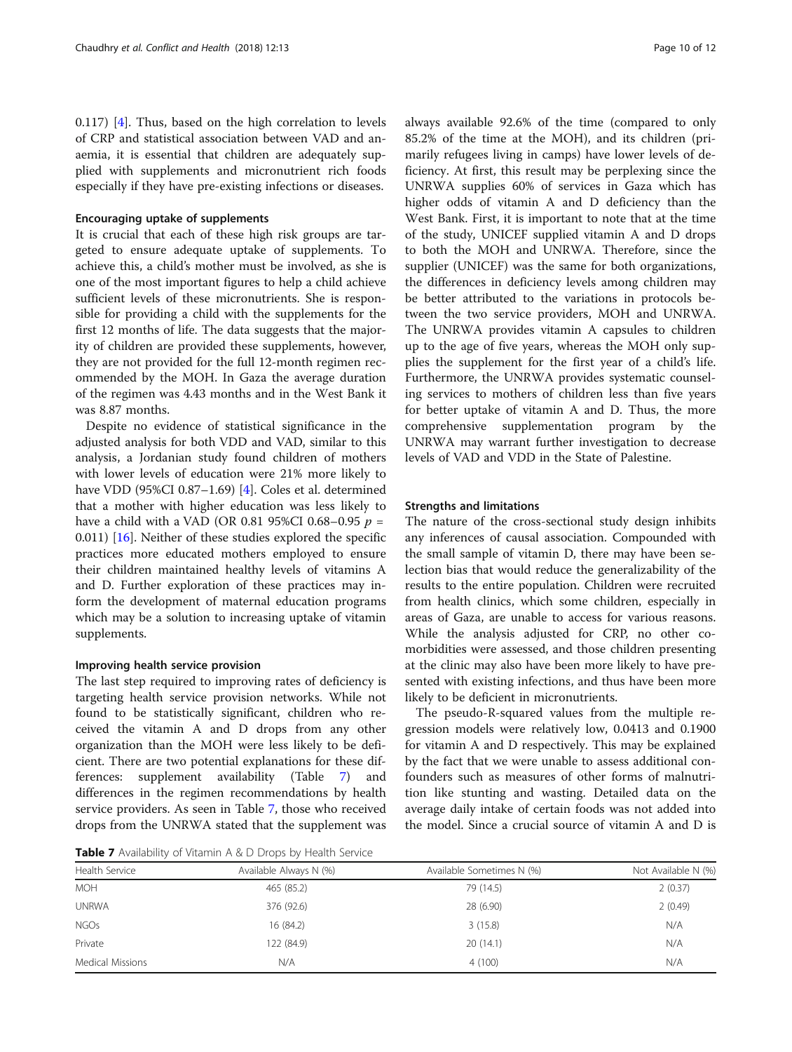0.117) [4]. Thus, based on the high correlation to levels of CRP and statistical association between VAD and anaemia, it is essential that children are adequately supplied with supplements and micronutrient rich foods especially if they have pre-existing infections or diseases.

### Encouraging uptake of supplements

It is crucial that each of these high risk groups are targeted to ensure adequate uptake of supplements. To achieve this, a child's mother must be involved, as she is one of the most important figures to help a child achieve sufficient levels of these micronutrients. She is responsible for providing a child with the supplements for the first 12 months of life. The data suggests that the majority of children are provided these supplements, however, they are not provided for the full 12-month regimen recommended by the MOH. In Gaza the average duration of the regimen was 4.43 months and in the West Bank it was 8.87 months.

Despite no evidence of statistical significance in the adjusted analysis for both VDD and VAD, similar to this analysis, a Jordanian study found children of mothers with lower levels of education were 21% more likely to have VDD (95%CI 0.87–1.69) [4]. Coles et al. determined that a mother with higher education was less likely to have a child with a VAD (OR 0.81 95%CI 0.68–0.95 $p$ = 0.011) [16]. Neither of these studies explored the specific practices more educated mothers employed to ensure their children maintained healthy levels of vitamins A and D. Further exploration of these practices may inform the development of maternal education programs which may be a solution to increasing uptake of vitamin supplements.

### Improving health service provision

The last step required to improving rates of deficiency is targeting health service provision networks. While not found to be statistically significant, children who received the vitamin A and D drops from any other organization than the MOH were less likely to be deficient. There are two potential explanations for these differences: supplement availability (Table 7) and differences in the regimen recommendations by health service providers. As seen in Table 7, those who received drops from the UNRWA stated that the supplement was always available 92.6% of the time (compared to only 85.2% of the time at the MOH), and its children (primarily refugees living in camps) have lower levels of deficiency. At first, this result may be perplexing since the UNRWA supplies 60% of services in Gaza which has higher odds of vitamin A and D deficiency than the West Bank. First, it is important to note that at the time of the study, UNICEF supplied vitamin A and D drops to both the MOH and UNRWA. Therefore, since the supplier (UNICEF) was the same for both organizations, the differences in deficiency levels among children may be better attributed to the variations in protocols between the two service providers, MOH and UNRWA. The UNRWA provides vitamin A capsules to children up to the age of five years, whereas the MOH only supplies the supplement for the first year of a child's life. Furthermore, the UNRWA provides systematic counselling services to mothers of children less than five years for better uptake of vitamin A and D. Thus, the more comprehensive supplementation program by the UNRWA may warrant further investigation to decrease levels of VAD and VDD in the State of Palestine.

**Table 7** Availability of Vitamin A & D Drops by Health Service

| Health Service | Available Always N (%) | Available Sometimes N (%) | Not Available N (%) |
|---|---|---|---|
| MOH | 465 (85.2) | 79 (14.5) | 2 (0.37) |
| UNRWA | 376 (92.6) | 28 (6.90) | 2 (0.49) |
| NGOs | 16 (84.2) | 3 (15.8) | N/A |
| Private | 122 (84.9) | 20 (14.1) | N/A |
| Medical Missions | N/A | 4 (100) | N/A |

### Strengths and limitations

The nature of the cross-sectional study design inhibits any inferences of causal association. Compounded with the small sample of vitamin D, there may have been selection bias that would reduce the generalizability of the results to the entire population. Children were recruited from health clinics, which some children, especially in areas of Gaza, are unable to access for various reasons. While the analysis adjusted for CRP, no other comorbidities were assessed, and those children presenting at the clinic may also have been more likely to have presented with existing infections, and thus have been more likely to be deficient in micronutrients.

The pseudo-R-squared values from the multiple regression models were relatively low, 0.0413 and 0.1900 for vitamin A and D respectively. This may be explained by the fact that we were unable to assess additional confounders such as measures of other forms of malnutrition like stunting and wasting. Detailed data on the average daily intake of certain foods was not added into the model. Since a crucial source of vitamin A and D is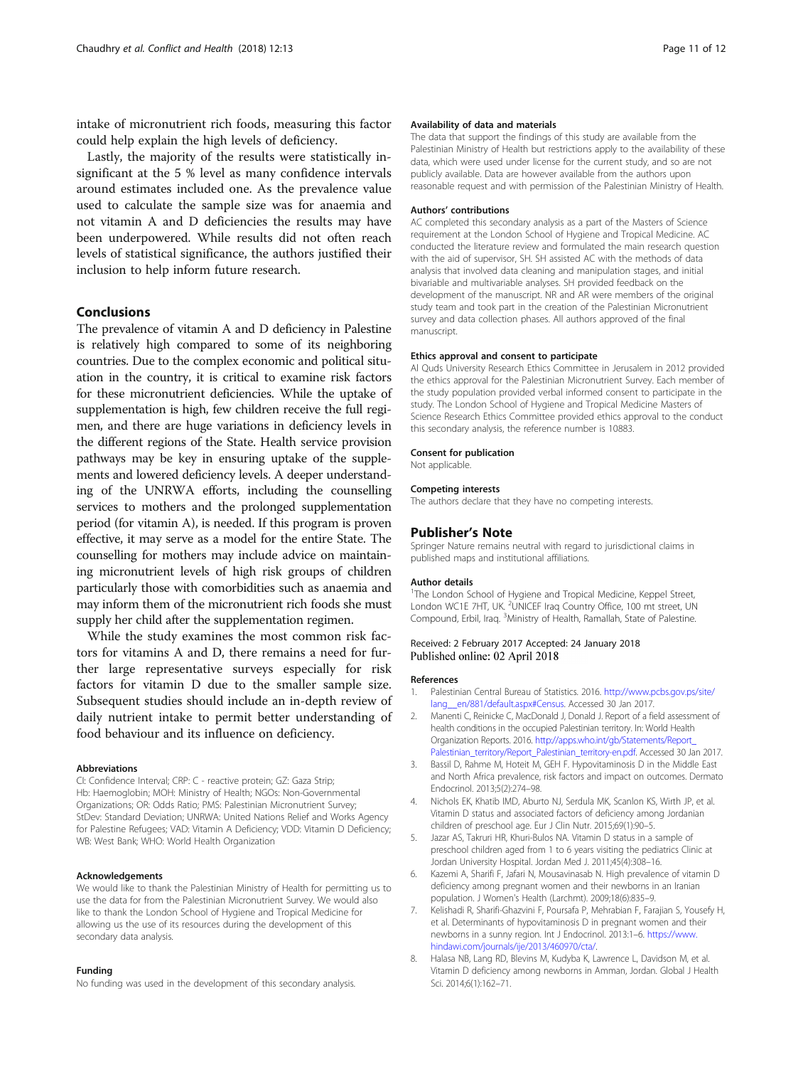intake of micronutrient rich foods, measuring this factor could help explain the high levels of deficiency.

Lastly, the majority of the results were statistically insignificant at the 5 % level as many confidence intervals around estimates included one. As the prevalence value used to calculate the sample size was for anaemia and not vitamin A and D deficiencies the results may have been underpowered. While results did not often reach levels of statistical significance, the authors justified their inclusion to help inform future research.

## Conclusions

The prevalence of vitamin A and D deficiency in Palestine is relatively high compared to some of its neighboring countries. Due to the complex economic and political situation in the country, it is critical to examine risk factors for these micronutrient deficiencies. While the uptake of supplementation is high, few children receive the full regimen, and there are huge variations in deficiency levels in the different regions of the State. Health service provision pathways may be key in ensuring uptake of the supplements and lowered deficiency levels. A deeper understanding of the UNRWA efforts, including the counselling services to mothers and the prolonged supplementation period (for vitamin A), is needed. If this program is proven effective, it may serve as a model for the entire State. The counselling for mothers may include advice on maintaining micronutrient levels of high risk groups of children particularly those with comorbidities such as anaemia and may inform them of the micronutrient rich foods she must supply her child after the supplementation regimen.

While the study examines the most common risk factors for vitamins A and D, there remains a need for further large representative surveys especially for risk factors for vitamin D due to the smaller sample size. Subsequent studies should include an in-depth review of daily nutrient intake to permit better understanding of food behaviour and its influence on deficiency.

#### Abbreviations

CI: Confidence Interval; CRP: C - reactive protein; GZ: Gaza Strip; Hb: Haemoglobin; MOH: Ministry of Health; NGOs: Non-Governmental Organizations; OR: Odds Ratio; PMS: Palestinian Micronutrient Survey; StDev: Standard Deviation; UNRWA: United Nations Relief and Works Agency for Palestine Refugees; VAD: Vitamin A Deficiency; VDD: Vitamin D Deficiency; WB: West Bank; WHO: World Health Organization

#### Acknowledgements

We would like to thank the Palestinian Ministry of Health for permitting us to use the data for from the Palestinian Micronutrient Survey. We would also like to thank the London School of Hygiene and Tropical Medicine for allowing us the use of its resources during the development of this secondary data analysis.

#### Funding

No funding was used in the development of this secondary analysis.

#### Availability of data and materials

The data that support the findings of this study are available from the Palestinian Ministry of Health but restrictions apply to the availability of these data, which were used under license for the current study, and so are not publicly available. Data are however available from the authors upon reasonable request and with permission of the Palestinian Ministry of Health.

#### Authors' contributions

AC completed this secondary analysis as a part of the Masters of Science requirement at the London School of Hygiene and Tropical Medicine. AC conducted the literature review and formulated the main research question with the aid of supervisor, SH. SH assisted AC with the methods of data analysis that involved data cleaning and manipulation stages, and initial bivariable and multivariable analyses. SH provided feedback on the development of the manuscript. NR and AR were members of the original study team and took part in the creation of the Palestinian Micronutrient survey and data collection phases. All authors approved of the final manuscript.

#### Ethics approval and consent to participate

Al Quds University Research Ethics Committee in Jerusalem in 2012 provided the ethics approval for the Palestinian Micronutrient Survey. Each member of the study population provided verbal informed consent to participate in the study. The London School of Hygiene and Tropical Medicine Masters of Science Research Ethics Committee provided ethics approval to the conduct this secondary analysis, the reference number is 10883.

#### Consent for publication

Not applicable.

#### Competing interests

The authors declare that they have no competing interests.

## Publisher's Note

Springer Nature remains neutral with regard to jurisdictional claims in published maps and institutional affiliations.

#### Author details

[1]The London School of Hygiene and Tropical Medicine, Keppel Street, London WC1E 7HT, UK. [2]UNICEF Iraq Country Office, 100 mt street, UN Compound, Erbil, Iraq. [3]Ministry of Health, Ramallah, State of Palestine.

Received: 2 February 2017 Accepted: 24 January 2018
Published online: 02 April 2018

#### References

1. Palestinian Central Bureau of Statistics. 2016. http://www.pcbs.gov.ps/site/lang__en/881/default.aspx#Census. Accessed 30 Jan 2017.
2. Manenti C, Reinicke C, MacDonald J, Donald J. Report of a field assessment of health conditions in the occupied Palestinian territory. In: World Health Organization Reports. 2016. http://apps.who.int/gb/Statements/Report_Palestinian_territory/Report_Palestinian_territory-en.pdf. Accessed 30 Jan 2017.
3. Bassil D, Rahme M, Hoteit M, GEH F. Hypovitaminosis D in the Middle East and North Africa prevalence, risk factors and impact on outcomes. Dermato Endocrinol. 2013;5(2):274–98.
4. Nichols EK, Khatib IMD, Aburto NJ, Serdula MK, Scanlon KS, Wirth JP, et al. Vitamin D status and associated factors of deficiency among Jordanian children of preschool age. Eur J Clin Nutr. 2015;69(1):90–5.
5. Jazar AS, Takruri HR, Khuri-Bulos NA. Vitamin D status in a sample of preschool children aged from 1 to 6 years visiting the pediatrics Clinic at Jordan University Hospital. Jordan Med J. 2011;45(4):308–16.
6. Kazemi A, Sharifi F, Jafari N, Mousavinasab N. High prevalence of vitamin D deficiency among pregnant women and their newborns in an Iranian population. J Women's Health (Larchmt). 2009;18(6):835–9.
7. Kelishadi R, Sharifi-Ghazvini F, Poursafa P, Mehrabian F, Farajian S, Yousefy H, et al. Determinants of hypovitaminosis D in pregnant women and their newborns in a sunny region. Int J Endocrinol. 2013:1–6. https://www.hindawi.com/journals/ije/2013/460970/cta/.
8. Halasa NB, Lang RD, Blevins M, Kudyba K, Lawrence L, Davidson M, et al. Vitamin D deficiency among newborns in Amman, Jordan. Global J Health Sci. 2014;6(1):162–71.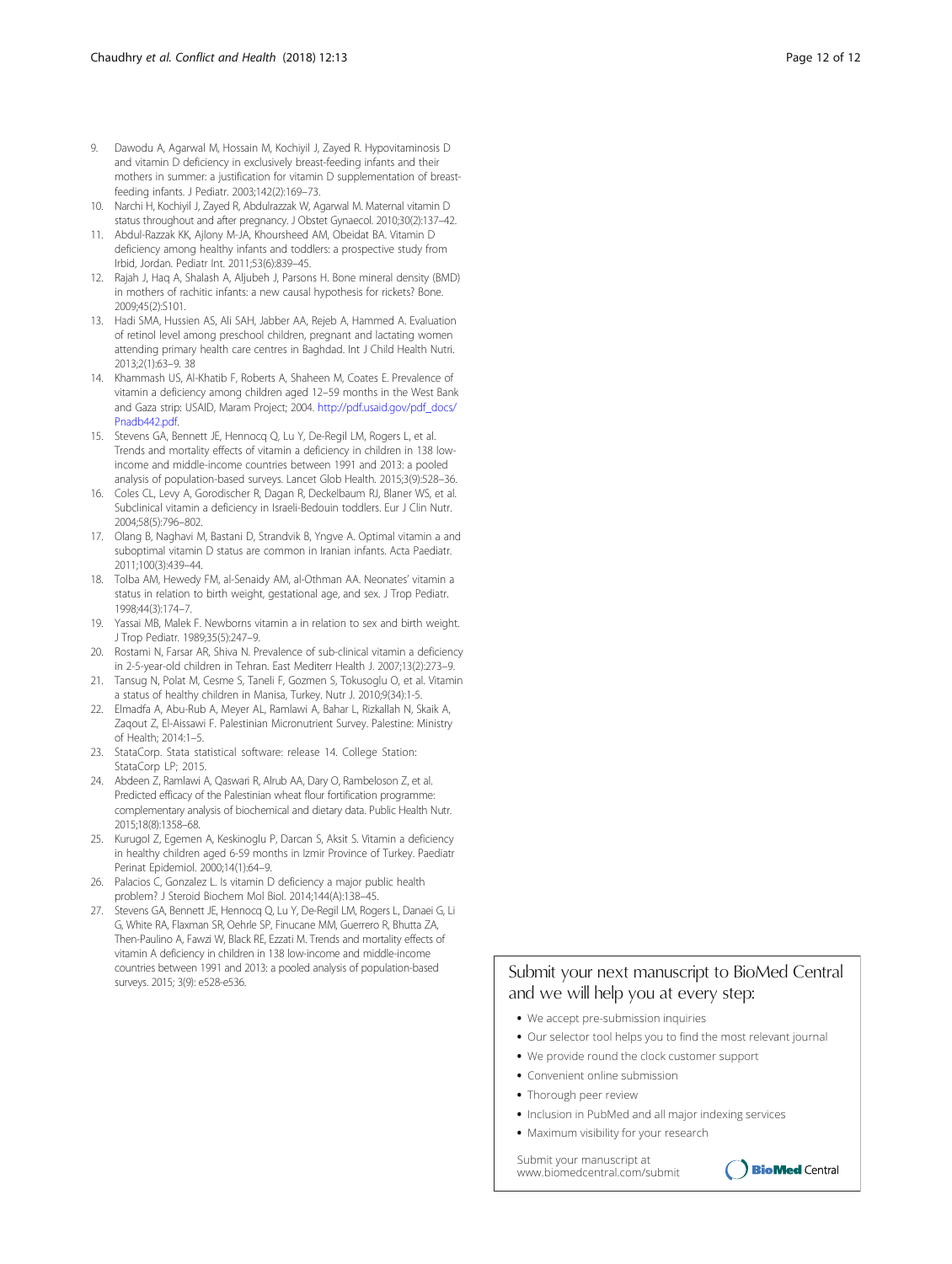9. Dawodu A, Agarwal M, Hossain M, Kochiyil J, Zayed R. Hypovitaminosis D and vitamin D deficiency in exclusively breast-feeding infants and their mothers in summer: a justification for vitamin D supplementation of breast-feeding infants. J Pediatr. 2003;142(2):169–73.
10. Narchi H, Kochiyil J, Zayed R, Abdulrazzak W, Agarwal M. Maternal vitamin D status throughout and after pregnancy. J Obstet Gynaecol. 2010;30(2):137–42.
11. Abdul-Razzak KK, Ajlony M-JA, Khoursheed AM, Obeidat BA. Vitamin D deficiency among healthy infants and toddlers: a prospective study from Irbid, Jordan. Pediatr Int. 2011;53(6):839–45.
12. Rajah J, Haq A, Shalash A, Aljubeh J, Parsons H. Bone mineral density (BMD) in mothers of rachitic infants: a new causal hypothesis for rickets? Bone. 2009;45(2):S101.
13. Hadi SMA, Hussien AS, Ali SAH, Jabber AA, Rejeb A, Hammed A. Evaluation of retinol level among preschool children, pregnant and lactating women attending primary health care centres in Baghdad. Int J Child Health Nutri. 2013;2(1):63–9. 38
14. Khammash US, Al-Khatib F, Roberts A, Shaheen M, Coates E. Prevalence of vitamin a deficiency among children aged 12–59 months in the West Bank and Gaza strip: USAID, Maram Project; 2004. http://pdf.usaid.gov/pdf_docs/Pnadb442.pdf.
15. Stevens GA, Bennett JE, Hennocq Q, Lu Y, De-Regil LM, Rogers L, et al. Trends and mortality effects of vitamin a deficiency in children in 138 low-income and middle-income countries between 1991 and 2013: a pooled analysis of population-based surveys. Lancet Glob Health. 2015;3(9):528–36.
16. Coles CL, Levy A, Gorodischer R, Dagan R, Deckelbaum RJ, Blaner WS, et al. Subclinical vitamin a deficiency in Israeli-Bedouin toddlers. Eur J Clin Nutr. 2004;58(5):796–802.
17. Olang B, Naghavi M, Bastani D, Strandvik B, Yngve A. Optimal vitamin a and suboptimal vitamin D status are common in Iranian infants. Acta Paediatr. 2011;100(3):439–44.
18. Tolba AM, Hewedy FM, al-Senaidy AM, al-Othman AA. Neonates' vitamin a status in relation to birth weight, gestational age, and sex. J Trop Pediatr. 1998;44(3):174–7.
19. Yassai MB, Malek F. Newborns vitamin a in relation to sex and birth weight. J Trop Pediatr. 1989;35(5):247–9.
20. Rostami N, Farsar AR, Shiva N. Prevalence of sub-clinical vitamin a deficiency in 2-5-year-old children in Tehran. East Mediterr Health J. 2007;13(2):273–9.
21. Tansug N, Polat M, Cesme S, Taneli F, Gozmen S, Tokusoglu O, et al. Vitamin a status of healthy children in Manisa, Turkey. Nutr J. 2010;9(34):1-5.
22. Elmadfa A, Abu-Rub A, Meyer AL, Ramlawi A, Bahar L, Rizkallah N, Skaik A, Zaqout Z, El-Aissawi F. Palestinian Micronutrient Survey. Palestine: Ministry of Health; 2014:1–5.
23. StataCorp. Stata statistical software: release 14. College Station: StataCorp LP; 2015.
24. Abdeen Z, Ramlawi A, Qaswari R, Alrub AA, Dary O, Rambeloson Z, et al. Predicted efficacy of the Palestinian wheat flour fortification programme: complementary analysis of biochemical and dietary data. Public Health Nutr. 2015;18(8):1358–68.
25. Kurugol Z, Egemen A, Keskinoglu P, Darcan S, Aksit S. Vitamin a deficiency in healthy children aged 6-59 months in Izmir Province of Turkey. Paediatr Perinat Epidemiol. 2000;14(1):64–9.
26. Palacios C, Gonzalez L. Is vitamin D deficiency a major public health problem? J Steroid Biochem Mol Biol. 2014;144(A):138–45.
27. Stevens GA, Bennett JE, Hennocq Q, Lu Y, De-Regil LM, Rogers L, Danaei G, Li G, White RA, Flaxman SR, Oehrle SP, Finucane MM, Guerrero R, Bhutta ZA, Then-Paulino A, Fawzi W, Black RE, Ezzati M. Trends and mortality effects of vitamin A deficiency in children in 138 low-income and middle-income countries between 1991 and 2013: a pooled analysis of population-based surveys. 2015; 3(9): e528-e536.

Submit your next manuscript to BioMed Central and we will help you at every step:

- We accept pre-submission inquiries
- Our selector tool helps you to find the most relevant journal
- We provide round the clock customer support
- Convenient online submission
- Thorough peer review
- Inclusion in PubMed and all major indexing services
- Maximum visibility for your research

Submit your manuscript at www.biomedcentral.com/submit

BioMed Central